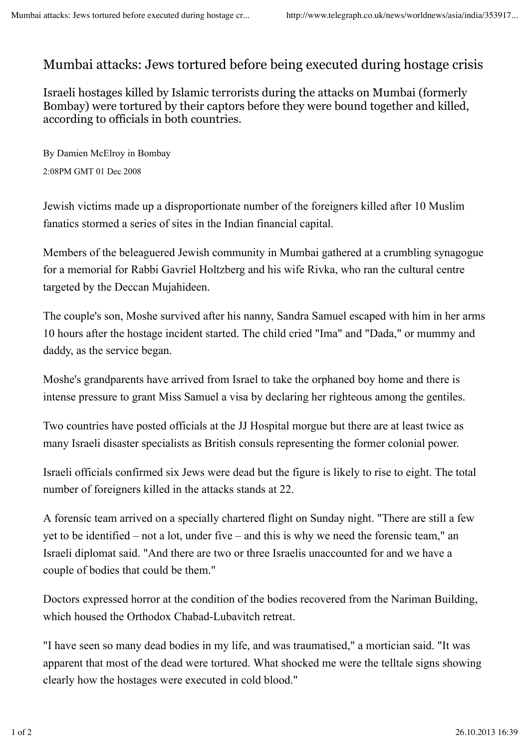# Mumbai attacks: Jews tortured before being executed during hostage crisis

## Israeli hostages killed by Islamic terrorists during the attacks on Mumbai (formerly Bombay) were tortured by their captors before they were bound together and killed, according to officials in both countries.

By Damien McElroy in Bombay

2:08PM GMT 01 Dec 2008

Jewish victims made up a disproportionate number of the foreigners killed after 10 Muslim fanatics stormed a series of sites in the Indian financial capital.

Members of the beleaguered Jewish community in Mumbai gathered at a crumbling synagogue for a memorial for Rabbi Gavriel Holtzberg and his wife Rivka, who ran the cultural centre targeted by the Deccan Mujahideen.

The couple's son, Moshe survived after his nanny, Sandra Samuel escaped with him in her arms 10 hours after the hostage incident started. The child cried "Ima" and "Dada," or mummy and daddy, as the service began.

Moshe's grandparents have arrived from Israel to take the orphaned boy home and there is intense pressure to grant Miss Samuel a visa by declaring her righteous among the gentiles.

Two countries have posted officials at the JJ Hospital morgue but there are at least twice as many Israeli disaster specialists as British consuls representing the former colonial power.

Israeli officials confirmed six Jews were dead but the figure is likely to rise to eight. The total number of foreigners killed in the attacks stands at 22.

A forensic team arrived on a specially chartered flight on Sunday night. "There are still a few yet to be identified – not a lot, under five – and this is why we need the forensic team," an Israeli diplomat said. "And there are two or three Israelis unaccounted for and we have a couple of bodies that could be them."

Doctors expressed horror at the condition of the bodies recovered from the Nariman Building, which housed the Orthodox Chabad-Lubavitch retreat.

"I have seen so many dead bodies in my life, and was traumatised," a mortician said. "It was apparent that most of the dead were tortured. What shocked me were the telltale signs showing clearly how the hostages were executed in cold blood."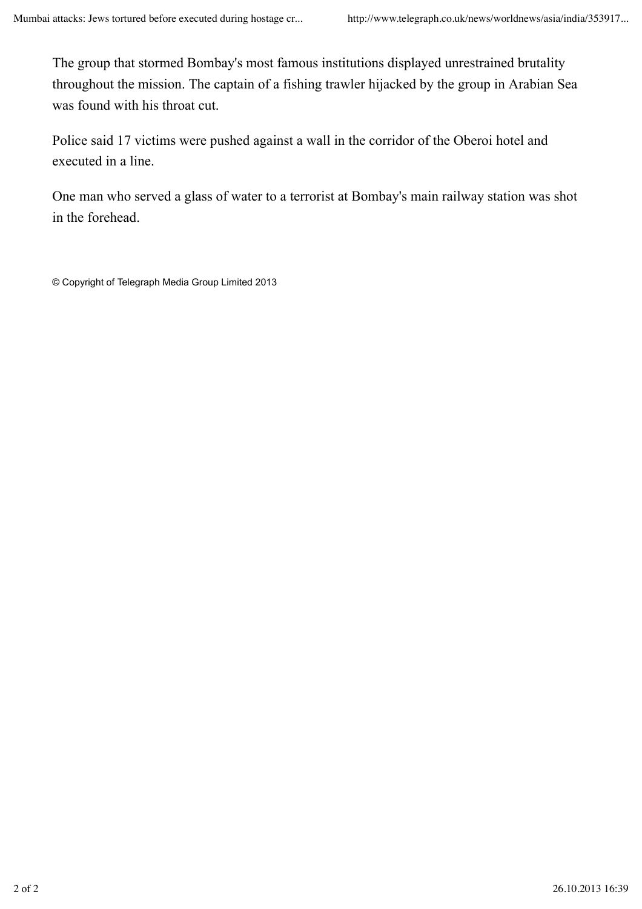The group that stormed Bombay's most famous institutions displayed unrestrained brutality throughout the mission. The captain of a fishing trawler hijacked by the group in Arabian Sea was found with his throat cut.

Police said 17 victims were pushed against a wall in the corridor of the Oberoi hotel and executed in a line.

One man who served a glass of water to a terrorist at Bombay's main railway station was shot in the forehead.

© Copyright of Telegraph Media Group Limited 2013